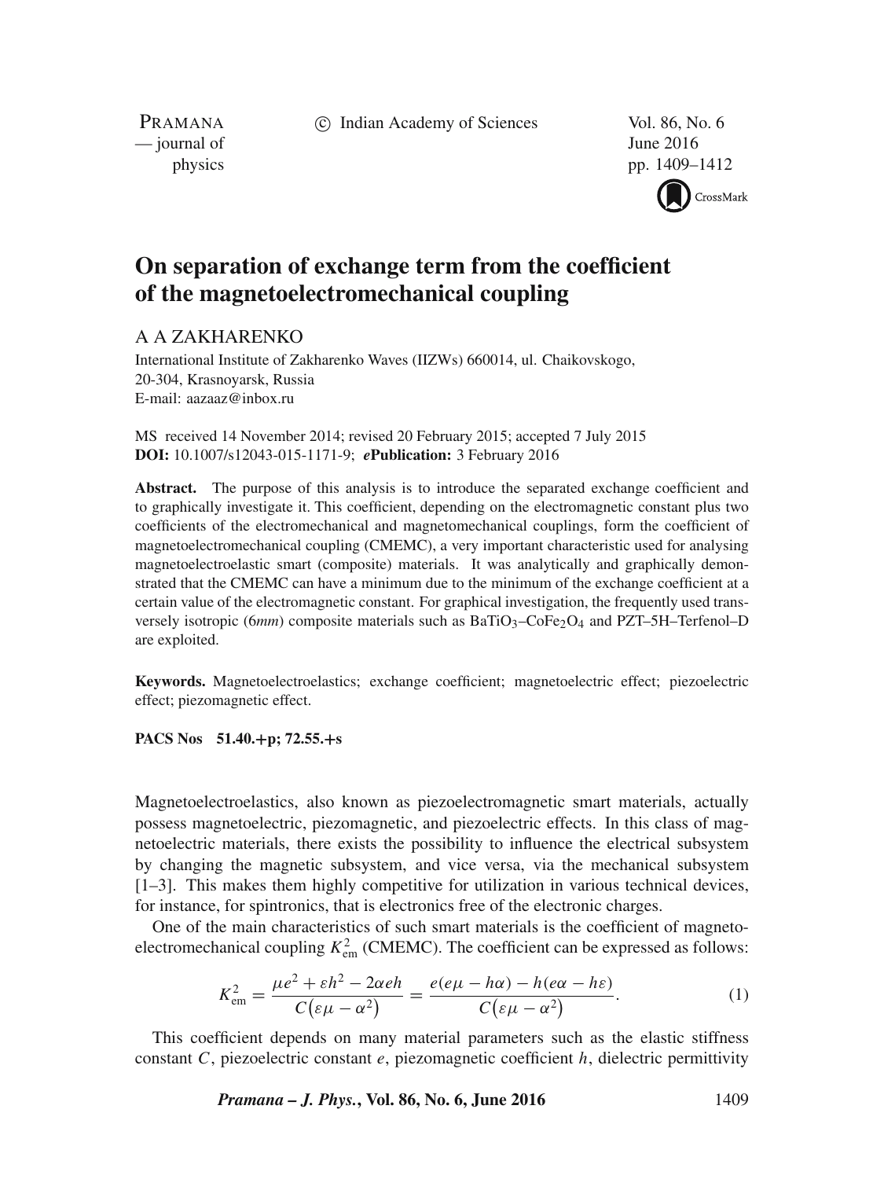# On separation of exchange term from the coefficient of the magnetoelectromechanical coupling

A A ZAKHARENKO

International Institute of Zakharenko Waves (IIZWs) 660014, ul. Chaikovskogo, 20-304, Krasnoyarsk, Russia
E-mail: aazaaz@inbox.ru

MS received 14 November 2014; revised 20 February 2015; accepted 7 July 2015
**DOI:** 10.1007/s12043-015-1171-9; ***e*Publication:** 3 February 2016

**Abstract.** The purpose of this analysis is to introduce the separated exchange coefficient and to graphically investigate it. This coefficient, depending on the electromagnetic constant plus two coefficients of the electromechanical and magnetomechanical couplings, form the coefficient of magnetoelectromechanical coupling (CMEMC), a very important characteristic used for analysing magnetoelectroelastic smart (composite) materials. It was analytically and graphically demonstrated that the CMEMC can have a minimum due to the minimum of the exchange coefficient at a certain value of the electromagnetic constant. For graphical investigation, the frequently used transversely isotropic (6*mm*) composite materials such as $BaTiO_3$–$CoFe_2O_4$ and PZT–5H–Terfenol–D are exploited.

**Keywords.** Magnetoelectroelastics; exchange coefficient; magnetoelectric effect; piezoelectric effect; piezomagnetic effect.

**PACS Nos 51.40.+p; 72.55.+s**

Magnetoelectroelastics, also known as piezoelectromagnetic smart materials, actually possess magnetoelectric, piezomagnetic, and piezoelectric effects. In this class of magnetoelectric materials, there exists the possibility to influence the electrical subsystem by changing the magnetic subsystem, and vice versa, via the mechanical subsystem [1–3]. This makes them highly competitive for utilization in various technical devices, for instance, for spintronics, that is electronics free of the electronic charges.

One of the main characteristics of such smart materials is the coefficient of magnetoelectromechanical coupling $K^2_{\mathrm{em}}$ (CMEMC). The coefficient can be expressed as follows:

$$K^2_{\mathrm{em}} = \frac{\mu e^2 + \varepsilon h^2 - 2\alpha e h}{C\left(\varepsilon\mu - \alpha^2\right)} = \frac{e(e\mu - h\alpha) - h(e\alpha - h\varepsilon)}{C\left(\varepsilon\mu - \alpha^2\right)}. \tag{1}$$

This coefficient depends on many material parameters such as the elastic stiffness constant $C$, piezoelectric constant $e$, piezomagnetic coefficient $h$, dielectric permittivity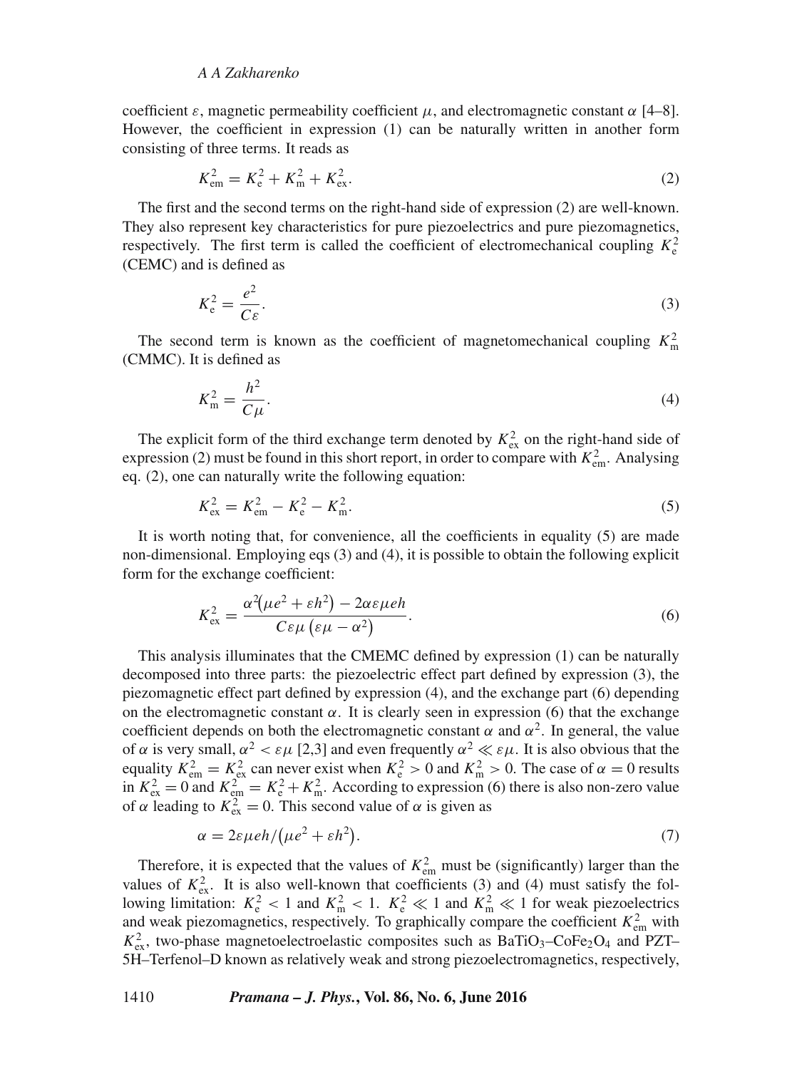coefficient $\varepsilon$, magnetic permeability coefficient $\mu$, and electromagnetic constant $\alpha$ [4–8]. However, the coefficient in expression (1) can be naturally written in another form consisting of three terms. It reads as

$$K_{\mathrm{em}}^2 = K_{\mathrm{e}}^2 + K_{\mathrm{m}}^2 + K_{\mathrm{ex}}^2. \tag{2}$$

The first and the second terms on the right-hand side of expression (2) are well-known. They also represent key characteristics for pure piezoelectrics and pure piezomagnetics, respectively. The first term is called the coefficient of electromechanical coupling $K_{\mathrm{e}}^2$ (CEMC) and is defined as

$$K_{\mathrm{e}}^2 = \frac{e^2}{C\varepsilon}. \tag{3}$$

The second term is known as the coefficient of magnetomechanical coupling $K_{\mathrm{m}}^2$ (CMMC). It is defined as

$$K_{\mathrm{m}}^2 = \frac{h^2}{C\mu}. \tag{4}$$

The explicit form of the third exchange term denoted by $K_{\mathrm{ex}}^2$ on the right-hand side of expression (2) must be found in this short report, in order to compare with $K_{\mathrm{em}}^2$. Analysing eq. (2), one can naturally write the following equation:

$$K_{\mathrm{ex}}^2 = K_{\mathrm{em}}^2 - K_{\mathrm{e}}^2 - K_{\mathrm{m}}^2. \tag{5}$$

It is worth noting that, for convenience, all the coefficients in equality (5) are made non-dimensional. Employing eqs (3) and (4), it is possible to obtain the following explicit form for the exchange coefficient:

$$K_{\mathrm{ex}}^2 = \frac{\alpha^2\left(\mu e^2 + \varepsilon h^2\right) - 2\alpha\varepsilon\mu e h}{C\varepsilon\mu\left(\varepsilon\mu - \alpha^2\right)}. \tag{6}$$

This analysis illuminates that the CMEMC defined by expression (1) can be naturally decomposed into three parts: the piezoelectric effect part defined by expression (3), the piezomagnetic effect part defined by expression (4), and the exchange part (6) depending on the electromagnetic constant $\alpha$. It is clearly seen in expression (6) that the exchange coefficient depends on both the electromagnetic constant $\alpha$ and $\alpha^2$. In general, the value of $\alpha$ is very small, $\alpha^2 < \varepsilon\mu$ [2,3] and even frequently $\alpha^2 \ll \varepsilon\mu$. It is also obvious that the equality $K_{\mathrm{em}}^2 = K_{\mathrm{ex}}^2$ can never exist when $K_{\mathrm{e}}^2 > 0$ and $K_{\mathrm{m}}^2 > 0$. The case of $\alpha = 0$ results in $K_{\mathrm{ex}}^2 = 0$ and $K_{\mathrm{em}}^2 = K_{\mathrm{e}}^2 + K_{\mathrm{m}}^2$. According to expression (6) there is also non-zero value of $\alpha$ leading to $K_{\mathrm{ex}}^2 = 0$. This second value of $\alpha$ is given as

$$\alpha = 2\varepsilon\mu e h/\left(\mu e^2 + \varepsilon h^2\right). \tag{7}$$

Therefore, it is expected that the values of $K_{\mathrm{em}}^2$ must be (significantly) larger than the values of $K_{\mathrm{ex}}^2$. It is also well-known that coefficients (3) and (4) must satisfy the following limitation: $K_{\mathrm{e}}^2 < 1$ and $K_{\mathrm{m}}^2 < 1$. $K_{\mathrm{e}}^2 \ll 1$ and $K_{\mathrm{m}}^2 \ll 1$ for weak piezoelectrics and weak piezomagnetics, respectively. To graphically compare the coefficient $K_{\mathrm{em}}^2$ with $K_{\mathrm{ex}}^2$, two-phase magnetoelectroelastic composites such as $BaTiO_3$–$CoFe_2O_4$ and PZT–5H–Terfenol–D known as relatively weak and strong piezoelectromagnetics, respectively,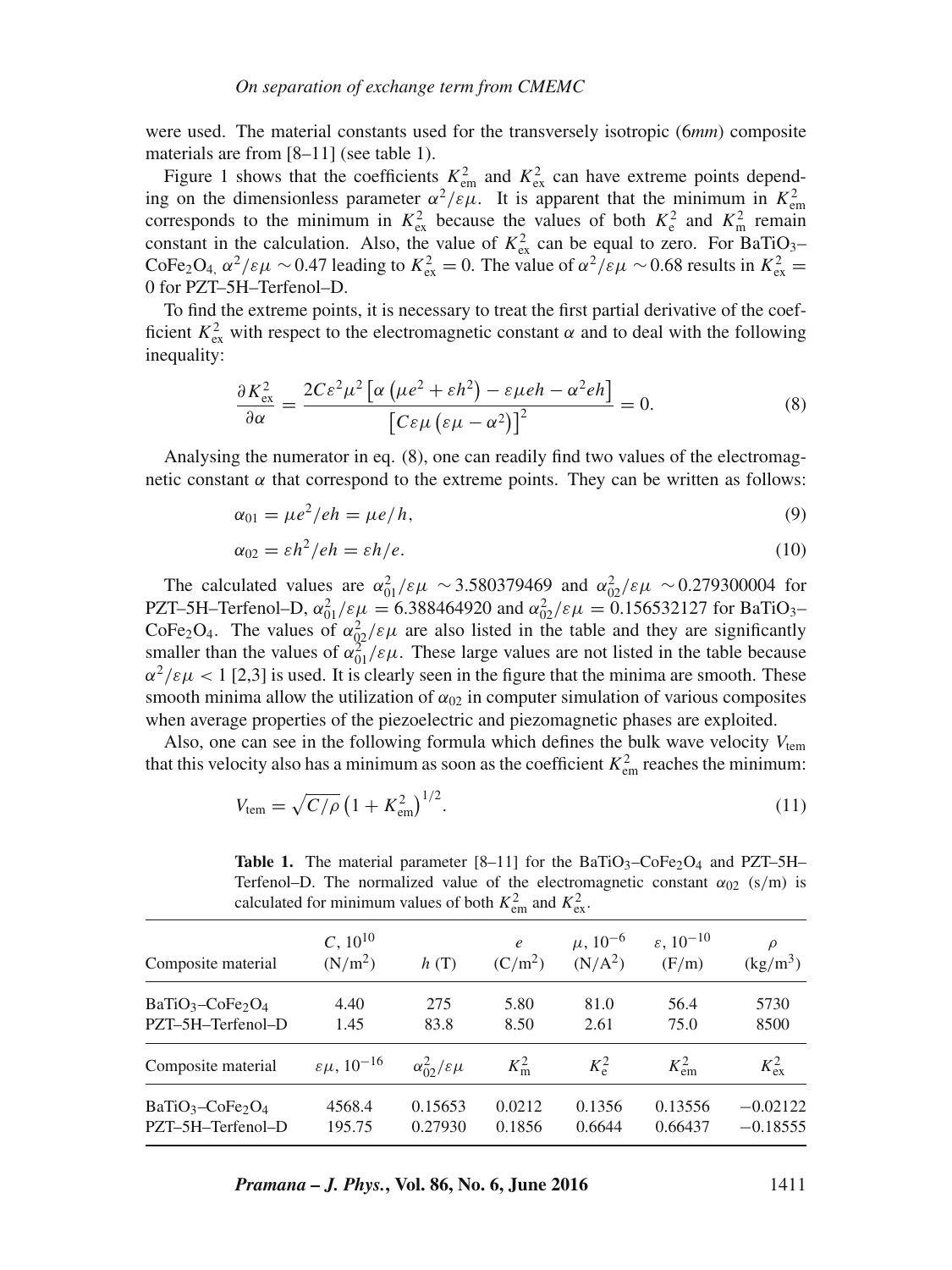were used. The material constants used for the transversely isotropic (6*mm*) composite materials are from [8–11] (see table 1).

Figure 1 shows that the coefficients $K^2_{\mathrm{em}}$ and $K^2_{\mathrm{ex}}$ can have extreme points depending on the dimensionless parameter $\alpha^2/\varepsilon\mu$. It is apparent that the minimum in $K^2_{\mathrm{em}}$ corresponds to the minimum in $K^2_{\mathrm{ex}}$ because the values of both $K^2_{\mathrm{e}}$ and $K^2_{\mathrm{m}}$ remain constant in the calculation. Also, the value of $K^2_{\mathrm{ex}}$ can be equal to zero. For $BaTiO_3$–$CoFe_2O_4$, $\alpha^2/\varepsilon\mu \sim 0.47$ leading to $K^2_{\mathrm{ex}} = 0$. The value of $\alpha^2/\varepsilon\mu \sim 0.68$ results in $K^2_{\mathrm{ex}} = 0$ for PZT–5H–Terfenol–D.

To find the extreme points, it is necessary to treat the first partial derivative of the coefficient $K^2_{\mathrm{ex}}$ with respect to the electromagnetic constant $\alpha$ and to deal with the following inequality:

$$\frac{\partial K^2_{\mathrm{ex}}}{\partial \alpha} = \frac{2C\varepsilon^2\mu^2\left[\alpha\left(\mu e^2 + \varepsilon h^2\right) - \varepsilon\mu e h - \alpha^2 e h\right]}{\left[C\varepsilon\mu\left(\varepsilon\mu - \alpha^2\right)\right]^2} = 0. \tag{8}$$

Analysing the numerator in eq. (8), one can readily find two values of the electromagnetic constant $\alpha$ that correspond to the extreme points. They can be written as follows:

$$\alpha_{01} = \mu e^2/eh = \mu e/h, \tag{9}$$

$$\alpha_{02} = \varepsilon h^2/eh = \varepsilon h/e. \tag{10}$$

The calculated values are $\alpha^2_{01}/\varepsilon\mu \sim 3.580379469$ and $\alpha^2_{02}/\varepsilon\mu \sim 0.279300004$ for PZT–5H–Terfenol–D, $\alpha^2_{01}/\varepsilon\mu = 6.388464920$ and $\alpha^2_{02}/\varepsilon\mu = 0.156532127$ for $BaTiO_3$–$CoFe_2O_4$. The values of $\alpha^2_{02}/\varepsilon\mu$ are also listed in the table and they are significantly smaller than the values of $\alpha^2_{01}/\varepsilon\mu$. These large values are not listed in the table because $\alpha^2/\varepsilon\mu < 1$ [2,3] is used. It is clearly seen in the figure that the minima are smooth. These smooth minima allow the utilization of $\alpha_{02}$ in computer simulation of various composites when average properties of the piezoelectric and piezomagnetic phases are exploited.

Also, one can see in the following formula which defines the bulk wave velocity $V_{\mathrm{tem}}$ that this velocity also has a minimum as soon as the coefficient $K^2_{\mathrm{em}}$ reaches the minimum:

$$V_{\mathrm{tem}} = \sqrt{C/\rho}\left(1 + K^2_{\mathrm{em}}\right)^{1/2}. \tag{11}$$

**Table 1.** The material parameter [8–11] for the $BaTiO_3$–$CoFe_2O_4$ and PZT–5H–Terfenol–D. The normalized value of the electromagnetic constant $\alpha_{02}$ (s/m) is calculated for minimum values of both $K^2_{\mathrm{em}}$ and $K^2_{\mathrm{ex}}$.

| Composite material | $C$, $10^{10}$ (N/m$^2$) | $h$ (T) | $e$ (C/m$^2$) | $\mu$, $10^{-6}$ (N/A$^2$) | $\varepsilon$, $10^{-10}$ (F/m) | $\rho$ (kg/m$^3$) |
|---|---|---|---|---|---|---|
| $BaTiO_3$–$CoFe_2O_4$ | 4.40 | 275 | 5.80 | 81.0 | 56.4 | 5730 |
| PZT–5H–Terfenol–D | 1.45 | 83.8 | 8.50 | 2.61 | 75.0 | 8500 |
| **Composite material** | $\varepsilon\mu$, $10^{-16}$ | $\alpha^2_{02}/\varepsilon\mu$ | $K^2_{\mathrm{m}}$ | $K^2_{\mathrm{e}}$ | $K^2_{\mathrm{em}}$ | $K^2_{\mathrm{ex}}$ |
| $BaTiO_3$–$CoFe_2O_4$ | 4568.4 | 0.15653 | 0.0212 | 0.1356 | 0.13556 | −0.02122 |
| PZT–5H–Terfenol–D | 195.75 | 0.27930 | 0.1856 | 0.6644 | 0.66437 | −0.18555 |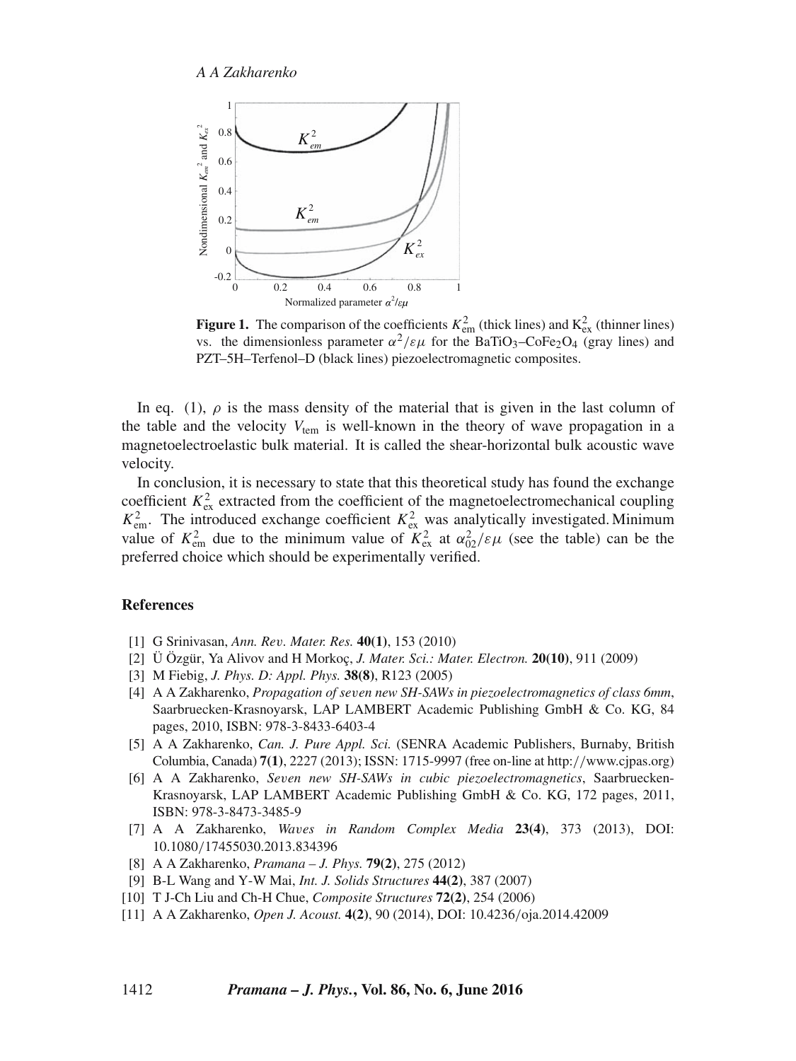1
0.8
0.6
0.4
0.2
0
-0.2

0 0.2 0.4 0.6 0.8 1

$K^2_{em}$

$K^2_{em}$

$K^2_{ex}$

Nondimensional $K_{em}^2$ and $K_{ex}^2$

Normalized parameter $\alpha^2/\varepsilon\mu$

**Figure 1.** The comparison of the coefficients $K^2_{\rm em}$ (thick lines) and $K^2_{\rm ex}$ (thinner lines) vs. the dimensionless parameter $\alpha^2/\varepsilon\mu$ for the $BaTiO_3$–$CoFe_2O_4$ (gray lines) and PZT–5H–Terfenol–D (black lines) piezoelectromagnetic composites.

In eq. (1), $\rho$ is the mass density of the material that is given in the last column of the table and the velocity $V_{\rm tem}$ is well-known in the theory of wave propagation in a magnetoelectroelastic bulk material. It is called the shear-horizontal bulk acoustic wave velocity.

In conclusion, it is necessary to state that this theoretical study has found the exchange coefficient $K^2_{\rm ex}$ extracted from the coefficient of the magnetoelectromechanical coupling $K^2_{\rm em}$. The introduced exchange coefficient $K^2_{\rm ex}$ was analytically investigated. Minimum value of $K^2_{\rm em}$ due to the minimum value of $K^2_{\rm ex}$ at $\alpha^2_{02}/\varepsilon\mu$ (see the table) can be the preferred choice which should be experimentally verified.

## References

[1] G Srinivasan, *Ann. Rev. Mater. Res.* **40(1)**, 153 (2010)

[2] Ü Özgür, Ya Alivov and H Morkoç, *J. Mater. Sci.: Mater. Electron.* **20(10)**, 911 (2009)

[3] M Fiebig, *J. Phys. D: Appl. Phys.* **38(8)**, R123 (2005)

[4] A A Zakharenko, *Propagation of seven new SH-SAWs in piezoelectromagnetics of class 6mm*, Saarbruecken-Krasnoyarsk, LAP LAMBERT Academic Publishing GmbH & Co. KG, 84 pages, 2010, ISBN: 978-3-8433-6403-4

[5] A A Zakharenko, *Can. J. Pure Appl. Sci.* (SENRA Academic Publishers, Burnaby, British Columbia, Canada) **7(1)**, 2227 (2013); ISSN: 1715-9997 (free on-line at http://www.cjpas.org)

[6] A A Zakharenko, *Seven new SH-SAWs in cubic piezoelectromagnetics*, Saarbruecken-Krasnoyarsk, LAP LAMBERT Academic Publishing GmbH & Co. KG, 172 pages, 2011, ISBN: 978-3-8473-3485-9

[7] A A Zakharenko, *Waves in Random Complex Media* **23(4)**, 373 (2013), DOI: 10.1080/17455030.2013.834396

[8] A A Zakharenko, *Pramana – J. Phys.* **79(2)**, 275 (2012)

[9] B-L Wang and Y-W Mai, *Int. J. Solids Structures* **44(2)**, 387 (2007)

[10] T J-Ch Liu and Ch-H Chue, *Composite Structures* **72(2)**, 254 (2006)

[11] A A Zakharenko, *Open J. Acoust.* **4(2)**, 90 (2014), DOI: 10.4236/oja.2014.42009